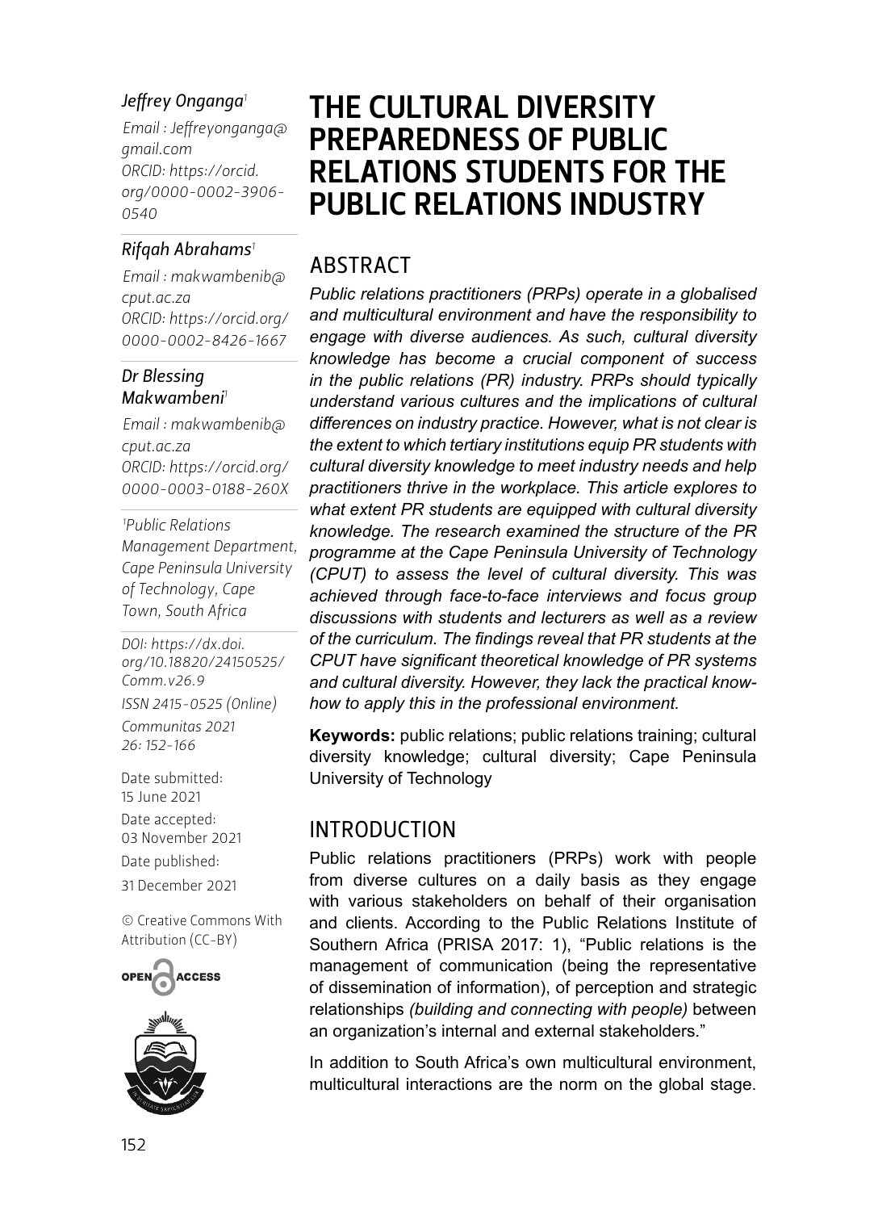# THE CULTURAL DIVERSITY PREPAREDNESS OF PUBLIC RELATIONS STUDENTS FOR THE PUBLIC RELATIONS INDUSTRY

*Jeffrey Onganga*[1]
Email : Jeffreyonganga@gmail.com
ORCID: https://orcid.org/0000-0002-3906-0540

*Rifqah Abrahams*[1]
Email : makwambenib@cput.ac.za
ORCID: https://orcid.org/0000-0002-8426-1667

*Dr Blessing Makwambeni*[1]
Email : makwambenib@cput.ac.za
ORCID: https://orcid.org/0000-0003-0188-260X

[1]Public Relations Management Department, Cape Peninsula University of Technology, Cape Town, South Africa

DOI: https://dx.doi.org/10.18820/24150525/Comm.v26.9
ISSN 2415-0525 (Online)
Communitas 2021 26: 152-166

Date submitted: 15 June 2021
Date accepted: 03 November 2021
Date published: 31 December 2021

© Creative Commons With Attribution (CC-BY)

## ABSTRACT

*Public relations practitioners (PRPs) operate in a globalised and multicultural environment and have the responsibility to engage with diverse audiences. As such, cultural diversity knowledge has become a crucial component of success in the public relations (PR) industry. PRPs should typically understand various cultures and the implications of cultural differences on industry practice. However, what is not clear is the extent to which tertiary institutions equip PR students with cultural diversity knowledge to meet industry needs and help practitioners thrive in the workplace. This article explores to what extent PR students are equipped with cultural diversity knowledge. The research examined the structure of the PR programme at the Cape Peninsula University of Technology (CPUT) to assess the level of cultural diversity. This was achieved through face-to-face interviews and focus group discussions with students and lecturers as well as a review of the curriculum. The findings reveal that PR students at the CPUT have significant theoretical knowledge of PR systems and cultural diversity. However, they lack the practical know-how to apply this in the professional environment.*

**Keywords:** public relations; public relations training; cultural diversity knowledge; cultural diversity; Cape Peninsula University of Technology

## INTRODUCTION

Public relations practitioners (PRPs) work with people from diverse cultures on a daily basis as they engage with various stakeholders on behalf of their organisation and clients. According to the Public Relations Institute of Southern Africa (PRISA 2017: 1), "Public relations is the management of communication (being the representative of dissemination of information), of perception and strategic relationships *(building and connecting with people)* between an organization's internal and external stakeholders."

In addition to South Africa's own multicultural environment, multicultural interactions are the norm on the global stage.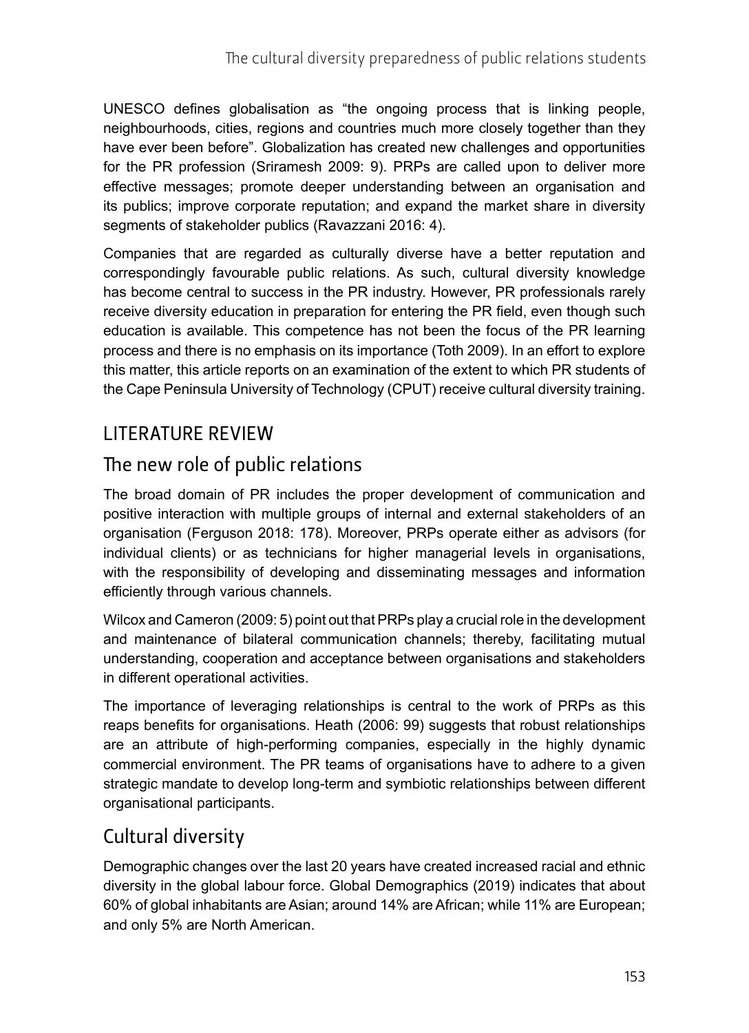UNESCO defines globalisation as "the ongoing process that is linking people, neighbourhoods, cities, regions and countries much more closely together than they have ever been before". Globalization has created new challenges and opportunities for the PR profession (Sriramesh 2009: 9). PRPs are called upon to deliver more effective messages; promote deeper understanding between an organisation and its publics; improve corporate reputation; and expand the market share in diversity segments of stakeholder publics (Ravazzani 2016: 4).

Companies that are regarded as culturally diverse have a better reputation and correspondingly favourable public relations. As such, cultural diversity knowledge has become central to success in the PR industry. However, PR professionals rarely receive diversity education in preparation for entering the PR field, even though such education is available. This competence has not been the focus of the PR learning process and there is no emphasis on its importance (Toth 2009). In an effort to explore this matter, this article reports on an examination of the extent to which PR students of the Cape Peninsula University of Technology (CPUT) receive cultural diversity training.

## LITERATURE REVIEW

### The new role of public relations

The broad domain of PR includes the proper development of communication and positive interaction with multiple groups of internal and external stakeholders of an organisation (Ferguson 2018: 178). Moreover, PRPs operate either as advisors (for individual clients) or as technicians for higher managerial levels in organisations, with the responsibility of developing and disseminating messages and information efficiently through various channels.

Wilcox and Cameron (2009: 5) point out that PRPs play a crucial role in the development and maintenance of bilateral communication channels; thereby, facilitating mutual understanding, cooperation and acceptance between organisations and stakeholders in different operational activities.

The importance of leveraging relationships is central to the work of PRPs as this reaps benefits for organisations. Heath (2006: 99) suggests that robust relationships are an attribute of high-performing companies, especially in the highly dynamic commercial environment. The PR teams of organisations have to adhere to a given strategic mandate to develop long-term and symbiotic relationships between different organisational participants.

### Cultural diversity

Demographic changes over the last 20 years have created increased racial and ethnic diversity in the global labour force. Global Demographics (2019) indicates that about 60% of global inhabitants are Asian; around 14% are African; while 11% are European; and only 5% are North American.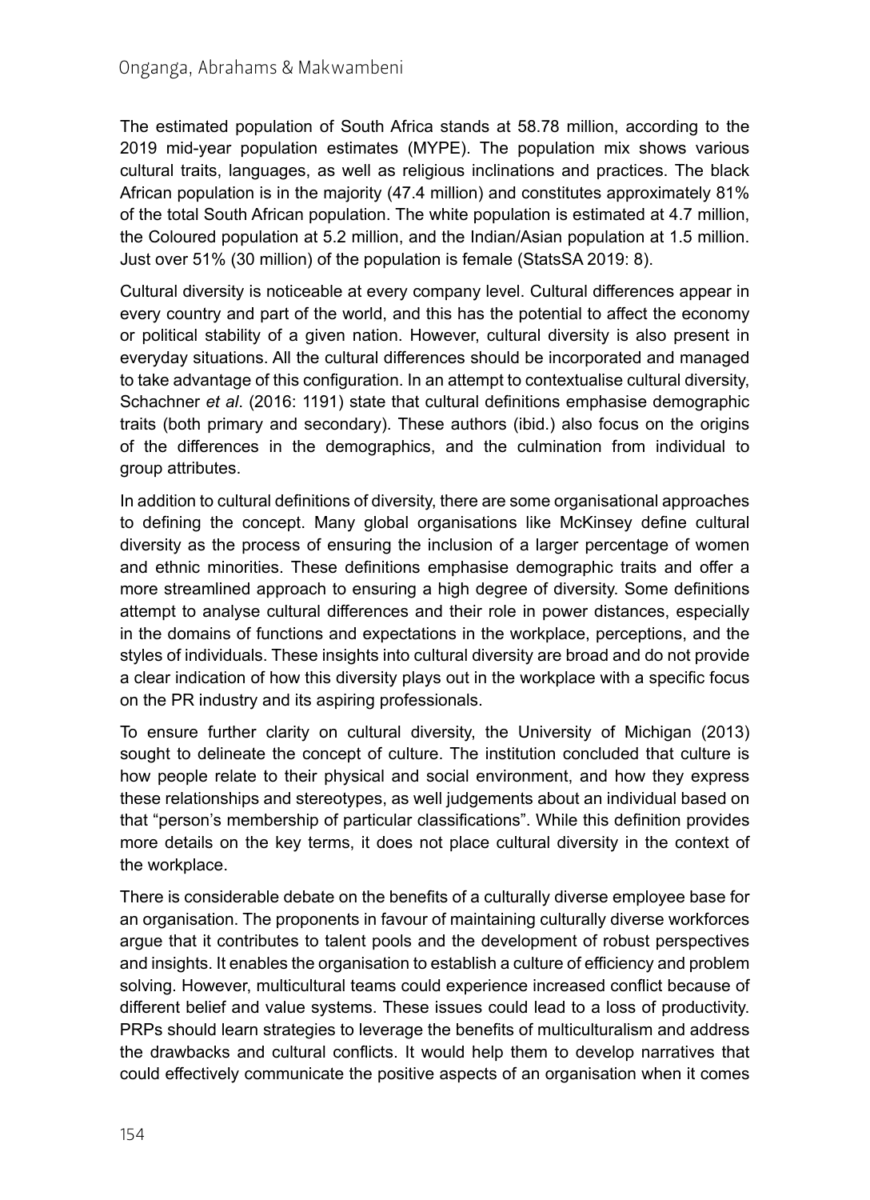The estimated population of South Africa stands at 58.78 million, according to the 2019 mid-year population estimates (MYPE). The population mix shows various cultural traits, languages, as well as religious inclinations and practices. The black African population is in the majority (47.4 million) and constitutes approximately 81% of the total South African population. The white population is estimated at 4.7 million, the Coloured population at 5.2 million, and the Indian/Asian population at 1.5 million. Just over 51% (30 million) of the population is female (StatsSA 2019: 8).

Cultural diversity is noticeable at every company level. Cultural differences appear in every country and part of the world, and this has the potential to affect the economy or political stability of a given nation. However, cultural diversity is also present in everyday situations. All the cultural differences should be incorporated and managed to take advantage of this configuration. In an attempt to contextualise cultural diversity, Schachner *et al*. (2016: 1191) state that cultural definitions emphasise demographic traits (both primary and secondary). These authors (ibid.) also focus on the origins of the differences in the demographics, and the culmination from individual to group attributes.

In addition to cultural definitions of diversity, there are some organisational approaches to defining the concept. Many global organisations like McKinsey define cultural diversity as the process of ensuring the inclusion of a larger percentage of women and ethnic minorities. These definitions emphasise demographic traits and offer a more streamlined approach to ensuring a high degree of diversity. Some definitions attempt to analyse cultural differences and their role in power distances, especially in the domains of functions and expectations in the workplace, perceptions, and the styles of individuals. These insights into cultural diversity are broad and do not provide a clear indication of how this diversity plays out in the workplace with a specific focus on the PR industry and its aspiring professionals.

To ensure further clarity on cultural diversity, the University of Michigan (2013) sought to delineate the concept of culture. The institution concluded that culture is how people relate to their physical and social environment, and how they express these relationships and stereotypes, as well judgements about an individual based on that "person's membership of particular classifications". While this definition provides more details on the key terms, it does not place cultural diversity in the context of the workplace.

There is considerable debate on the benefits of a culturally diverse employee base for an organisation. The proponents in favour of maintaining culturally diverse workforces argue that it contributes to talent pools and the development of robust perspectives and insights. It enables the organisation to establish a culture of efficiency and problem solving. However, multicultural teams could experience increased conflict because of different belief and value systems. These issues could lead to a loss of productivity. PRPs should learn strategies to leverage the benefits of multiculturalism and address the drawbacks and cultural conflicts. It would help them to develop narratives that could effectively communicate the positive aspects of an organisation when it comes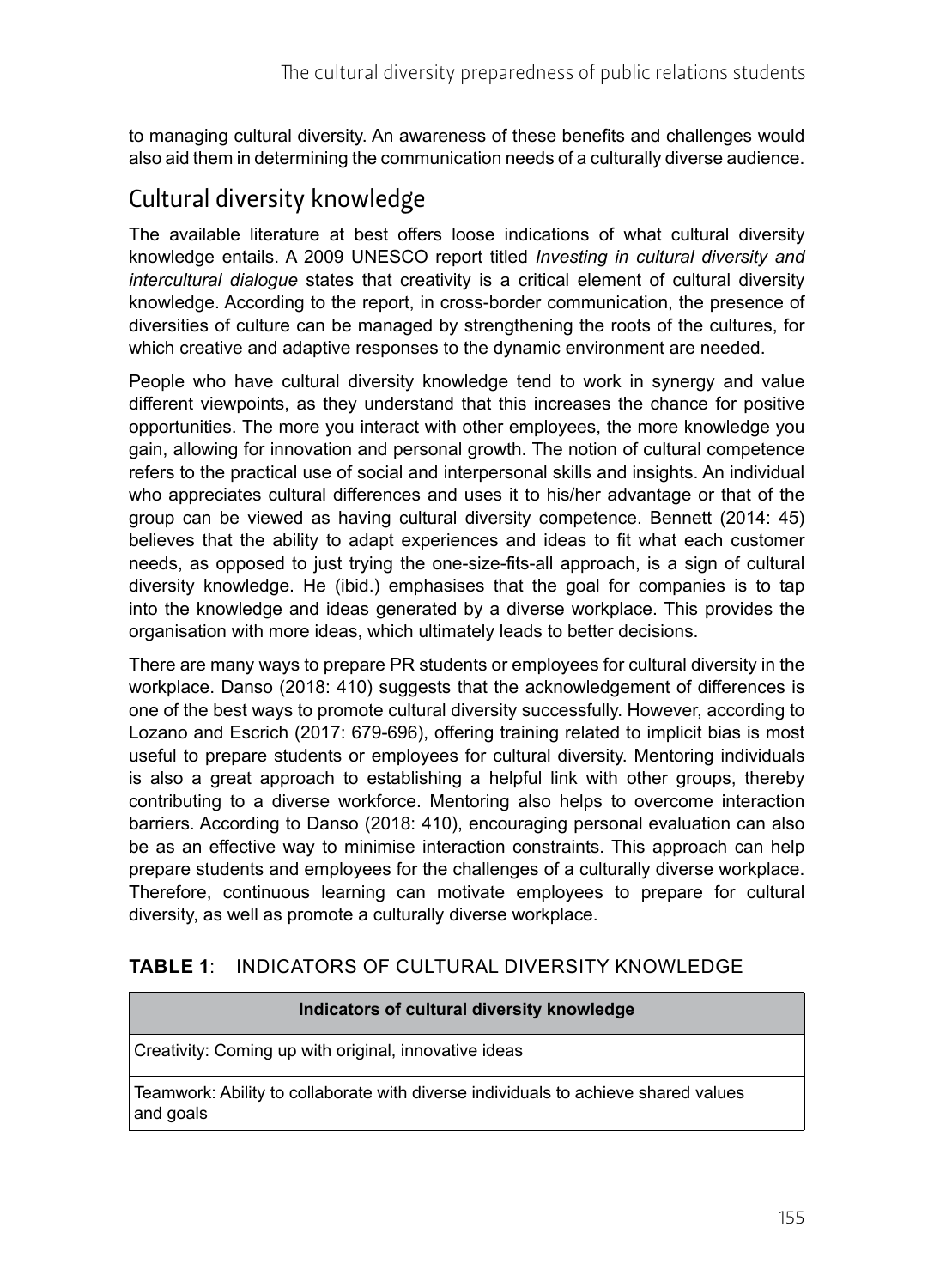to managing cultural diversity. An awareness of these benefits and challenges would also aid them in determining the communication needs of a culturally diverse audience.

## Cultural diversity knowledge

The available literature at best offers loose indications of what cultural diversity knowledge entails. A 2009 UNESCO report titled *Investing in cultural diversity and intercultural dialogue* states that creativity is a critical element of cultural diversity knowledge. According to the report, in cross-border communication, the presence of diversities of culture can be managed by strengthening the roots of the cultures, for which creative and adaptive responses to the dynamic environment are needed.

People who have cultural diversity knowledge tend to work in synergy and value different viewpoints, as they understand that this increases the chance for positive opportunities. The more you interact with other employees, the more knowledge you gain, allowing for innovation and personal growth. The notion of cultural competence refers to the practical use of social and interpersonal skills and insights. An individual who appreciates cultural differences and uses it to his/her advantage or that of the group can be viewed as having cultural diversity competence. Bennett (2014: 45) believes that the ability to adapt experiences and ideas to fit what each customer needs, as opposed to just trying the one-size-fits-all approach, is a sign of cultural diversity knowledge. He (ibid.) emphasises that the goal for companies is to tap into the knowledge and ideas generated by a diverse workplace. This provides the organisation with more ideas, which ultimately leads to better decisions.

There are many ways to prepare PR students or employees for cultural diversity in the workplace. Danso (2018: 410) suggests that the acknowledgement of differences is one of the best ways to promote cultural diversity successfully. However, according to Lozano and Escrich (2017: 679-696), offering training related to implicit bias is most useful to prepare students or employees for cultural diversity. Mentoring individuals is also a great approach to establishing a helpful link with other groups, thereby contributing to a diverse workforce. Mentoring also helps to overcome interaction barriers. According to Danso (2018: 410), encouraging personal evaluation can also be as an effective way to minimise interaction constraints. This approach can help prepare students and employees for the challenges of a culturally diverse workplace. Therefore, continuous learning can motivate employees to prepare for cultural diversity, as well as promote a culturally diverse workplace.

**TABLE 1**: INDICATORS OF CULTURAL DIVERSITY KNOWLEDGE

| Indicators of cultural diversity knowledge |
| --- |
| Creativity: Coming up with original, innovative ideas |
| Teamwork: Ability to collaborate with diverse individuals to achieve shared values and goals |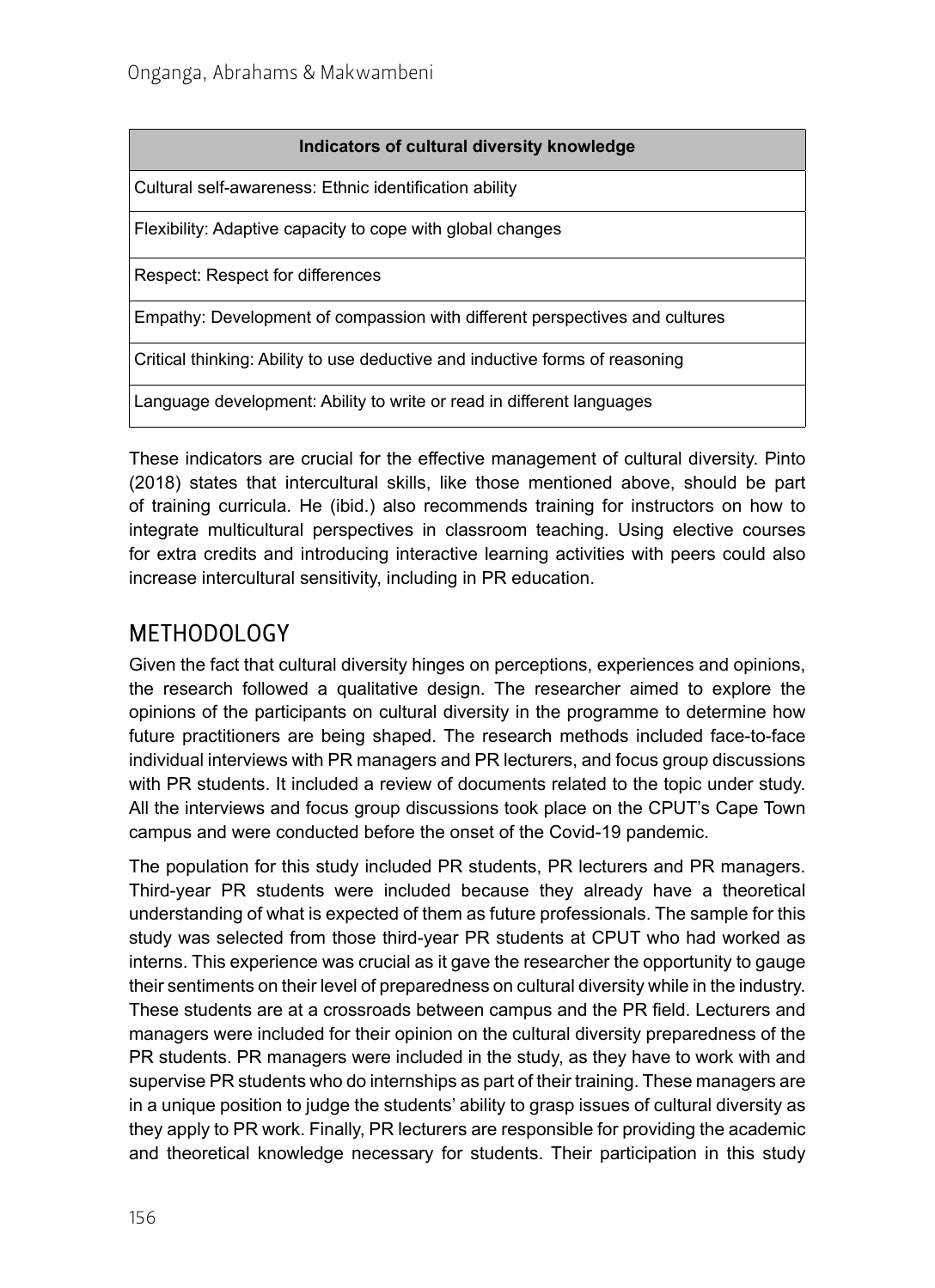| Indicators of cultural diversity knowledge |
|---|
| Cultural self-awareness: Ethnic identification ability |
| Flexibility: Adaptive capacity to cope with global changes |
| Respect: Respect for differences |
| Empathy: Development of compassion with different perspectives and cultures |
| Critical thinking: Ability to use deductive and inductive forms of reasoning |
| Language development: Ability to write or read in different languages |

These indicators are crucial for the effective management of cultural diversity. Pinto (2018) states that intercultural skills, like those mentioned above, should be part of training curricula. He (ibid.) also recommends training for instructors on how to integrate multicultural perspectives in classroom teaching. Using elective courses for extra credits and introducing interactive learning activities with peers could also increase intercultural sensitivity, including in PR education.

## METHODOLOGY

Given the fact that cultural diversity hinges on perceptions, experiences and opinions, the research followed a qualitative design. The researcher aimed to explore the opinions of the participants on cultural diversity in the programme to determine how future practitioners are being shaped. The research methods included face-to-face individual interviews with PR managers and PR lecturers, and focus group discussions with PR students. It included a review of documents related to the topic under study. All the interviews and focus group discussions took place on the CPUT's Cape Town campus and were conducted before the onset of the Covid-19 pandemic.

The population for this study included PR students, PR lecturers and PR managers. Third-year PR students were included because they already have a theoretical understanding of what is expected of them as future professionals. The sample for this study was selected from those third-year PR students at CPUT who had worked as interns. This experience was crucial as it gave the researcher the opportunity to gauge their sentiments on their level of preparedness on cultural diversity while in the industry. These students are at a crossroads between campus and the PR field. Lecturers and managers were included for their opinion on the cultural diversity preparedness of the PR students. PR managers were included in the study, as they have to work with and supervise PR students who do internships as part of their training. These managers are in a unique position to judge the students' ability to grasp issues of cultural diversity as they apply to PR work. Finally, PR lecturers are responsible for providing the academic and theoretical knowledge necessary for students. Their participation in this study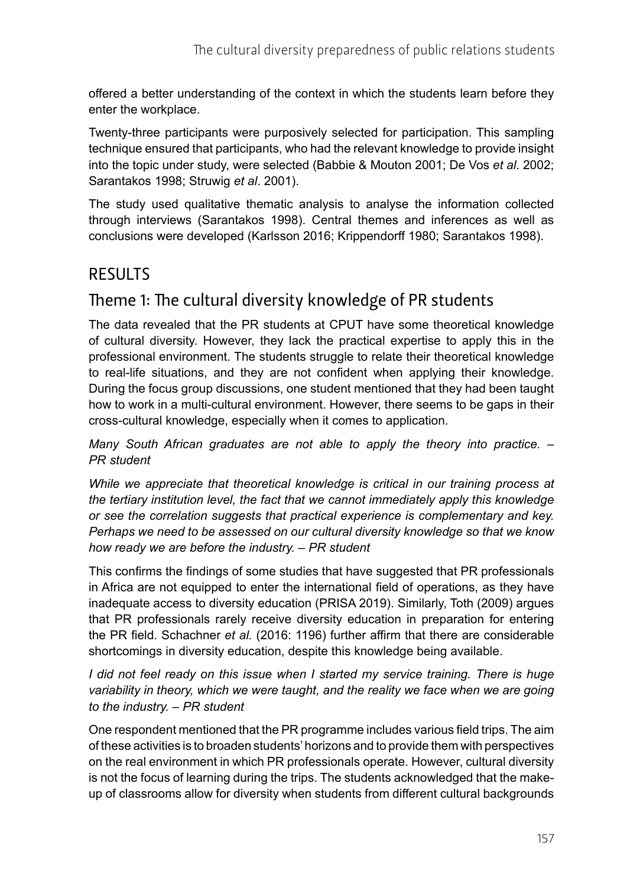offered a better understanding of the context in which the students learn before they enter the workplace.

Twenty-three participants were purposively selected for participation. This sampling technique ensured that participants, who had the relevant knowledge to provide insight into the topic under study, were selected (Babbie & Mouton 2001; De Vos *et al*. 2002; Sarantakos 1998; Struwig *et al*. 2001).

The study used qualitative thematic analysis to analyse the information collected through interviews (Sarantakos 1998). Central themes and inferences as well as conclusions were developed (Karlsson 2016; Krippendorff 1980; Sarantakos 1998).

## RESULTS

### Theme 1: The cultural diversity knowledge of PR students

The data revealed that the PR students at CPUT have some theoretical knowledge of cultural diversity. However, they lack the practical expertise to apply this in the professional environment. The students struggle to relate their theoretical knowledge to real-life situations, and they are not confident when applying their knowledge. During the focus group discussions, one student mentioned that they had been taught how to work in a multi-cultural environment. However, there seems to be gaps in their cross-cultural knowledge, especially when it comes to application.

*Many South African graduates are not able to apply the theory into practice. – PR student*

*While we appreciate that theoretical knowledge is critical in our training process at the tertiary institution level, the fact that we cannot immediately apply this knowledge or see the correlation suggests that practical experience is complementary and key. Perhaps we need to be assessed on our cultural diversity knowledge so that we know how ready we are before the industry. – PR student*

This confirms the findings of some studies that have suggested that PR professionals in Africa are not equipped to enter the international field of operations, as they have inadequate access to diversity education (PRISA 2019). Similarly, Toth (2009) argues that PR professionals rarely receive diversity education in preparation for entering the PR field. Schachner *et al.* (2016: 1196) further affirm that there are considerable shortcomings in diversity education, despite this knowledge being available.

*I did not feel ready on this issue when I started my service training. There is huge variability in theory, which we were taught, and the reality we face when we are going to the industry. – PR student*

One respondent mentioned that the PR programme includes various field trips. The aim of these activities is to broaden students' horizons and to provide them with perspectives on the real environment in which PR professionals operate. However, cultural diversity is not the focus of learning during the trips. The students acknowledged that the make-up of classrooms allow for diversity when students from different cultural backgrounds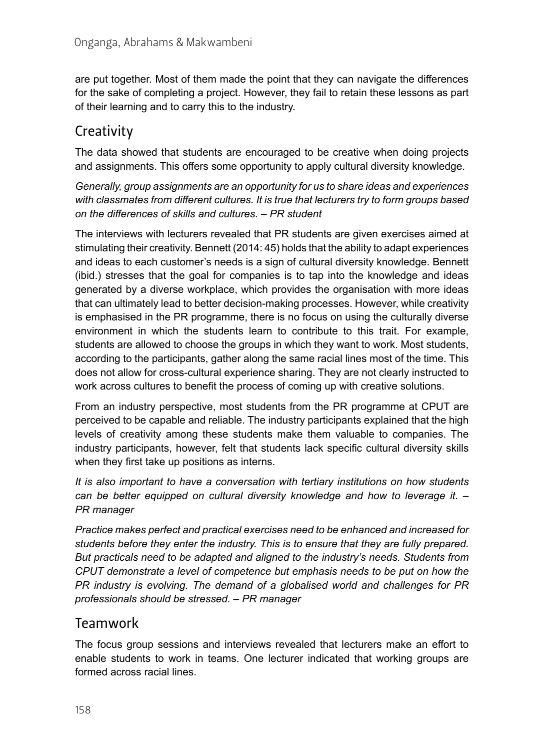are put together. Most of them made the point that they can navigate the differences for the sake of completing a project. However, they fail to retain these lessons as part of their learning and to carry this to the industry.

## Creativity

The data showed that students are encouraged to be creative when doing projects and assignments. This offers some opportunity to apply cultural diversity knowledge.

*Generally, group assignments are an opportunity for us to share ideas and experiences with classmates from different cultures. It is true that lecturers try to form groups based on the differences of skills and cultures. – PR student*

The interviews with lecturers revealed that PR students are given exercises aimed at stimulating their creativity. Bennett (2014: 45) holds that the ability to adapt experiences and ideas to each customer's needs is a sign of cultural diversity knowledge. Bennett (ibid.) stresses that the goal for companies is to tap into the knowledge and ideas generated by a diverse workplace, which provides the organisation with more ideas that can ultimately lead to better decision-making processes. However, while creativity is emphasised in the PR programme, there is no focus on using the culturally diverse environment in which the students learn to contribute to this trait. For example, students are allowed to choose the groups in which they want to work. Most students, according to the participants, gather along the same racial lines most of the time. This does not allow for cross-cultural experience sharing. They are not clearly instructed to work across cultures to benefit the process of coming up with creative solutions.

From an industry perspective, most students from the PR programme at CPUT are perceived to be capable and reliable. The industry participants explained that the high levels of creativity among these students make them valuable to companies. The industry participants, however, felt that students lack specific cultural diversity skills when they first take up positions as interns.

*It is also important to have a conversation with tertiary institutions on how students can be better equipped on cultural diversity knowledge and how to leverage it. – PR manager*

*Practice makes perfect and practical exercises need to be enhanced and increased for students before they enter the industry. This is to ensure that they are fully prepared. But practicals need to be adapted and aligned to the industry's needs. Students from CPUT demonstrate a level of competence but emphasis needs to be put on how the PR industry is evolving. The demand of a globalised world and challenges for PR professionals should be stressed. – PR manager*

## Teamwork

The focus group sessions and interviews revealed that lecturers make an effort to enable students to work in teams. One lecturer indicated that working groups are formed across racial lines.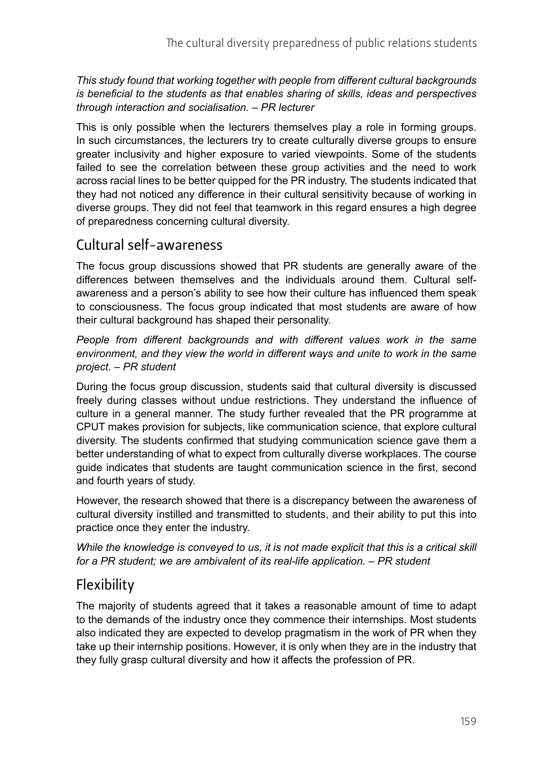*This study found that working together with people from different cultural backgrounds is beneficial to the students as that enables sharing of skills, ideas and perspectives through interaction and socialisation. – PR lecturer*

This is only possible when the lecturers themselves play a role in forming groups. In such circumstances, the lecturers try to create culturally diverse groups to ensure greater inclusivity and higher exposure to varied viewpoints. Some of the students failed to see the correlation between these group activities and the need to work across racial lines to be better quipped for the PR industry. The students indicated that they had not noticed any difference in their cultural sensitivity because of working in diverse groups. They did not feel that teamwork in this regard ensures a high degree of preparedness concerning cultural diversity.

## Cultural self-awareness

The focus group discussions showed that PR students are generally aware of the differences between themselves and the individuals around them. Cultural self-awareness and a person's ability to see how their culture has influenced them speak to consciousness. The focus group indicated that most students are aware of how their cultural background has shaped their personality.

*People from different backgrounds and with different values work in the same environment, and they view the world in different ways and unite to work in the same project. – PR student*

During the focus group discussion, students said that cultural diversity is discussed freely during classes without undue restrictions. They understand the influence of culture in a general manner. The study further revealed that the PR programme at CPUT makes provision for subjects, like communication science, that explore cultural diversity. The students confirmed that studying communication science gave them a better understanding of what to expect from culturally diverse workplaces. The course guide indicates that students are taught communication science in the first, second and fourth years of study.

However, the research showed that there is a discrepancy between the awareness of cultural diversity instilled and transmitted to students, and their ability to put this into practice once they enter the industry.

*While the knowledge is conveyed to us, it is not made explicit that this is a critical skill for a PR student; we are ambivalent of its real-life application. – PR student*

## Flexibility

The majority of students agreed that it takes a reasonable amount of time to adapt to the demands of the industry once they commence their internships. Most students also indicated they are expected to develop pragmatism in the work of PR when they take up their internship positions. However, it is only when they are in the industry that they fully grasp cultural diversity and how it affects the profession of PR.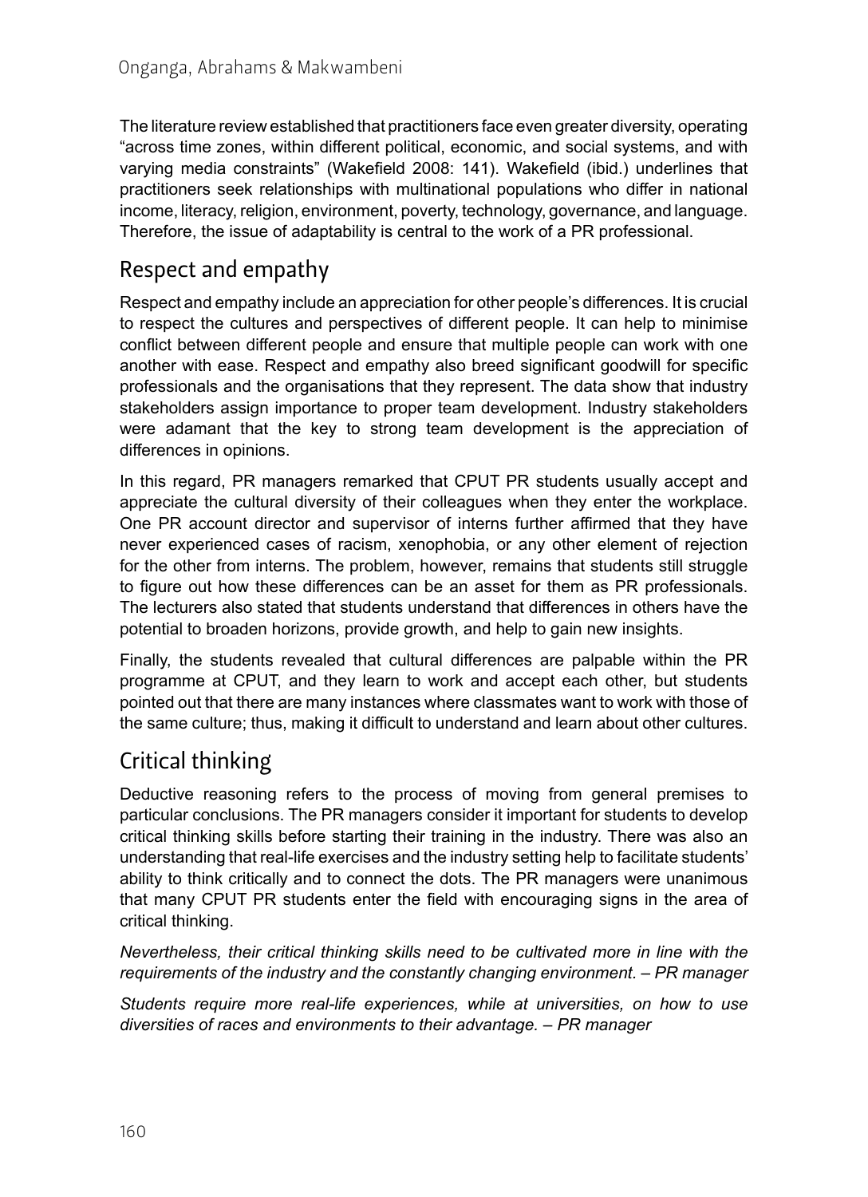The literature review established that practitioners face even greater diversity, operating "across time zones, within different political, economic, and social systems, and with varying media constraints" (Wakefield 2008: 141). Wakefield (ibid.) underlines that practitioners seek relationships with multinational populations who differ in national income, literacy, religion, environment, poverty, technology, governance, and language. Therefore, the issue of adaptability is central to the work of a PR professional.

## Respect and empathy

Respect and empathy include an appreciation for other people's differences. It is crucial to respect the cultures and perspectives of different people. It can help to minimise conflict between different people and ensure that multiple people can work with one another with ease. Respect and empathy also breed significant goodwill for specific professionals and the organisations that they represent. The data show that industry stakeholders assign importance to proper team development. Industry stakeholders were adamant that the key to strong team development is the appreciation of differences in opinions.

In this regard, PR managers remarked that CPUT PR students usually accept and appreciate the cultural diversity of their colleagues when they enter the workplace. One PR account director and supervisor of interns further affirmed that they have never experienced cases of racism, xenophobia, or any other element of rejection for the other from interns. The problem, however, remains that students still struggle to figure out how these differences can be an asset for them as PR professionals. The lecturers also stated that students understand that differences in others have the potential to broaden horizons, provide growth, and help to gain new insights.

Finally, the students revealed that cultural differences are palpable within the PR programme at CPUT, and they learn to work and accept each other, but students pointed out that there are many instances where classmates want to work with those of the same culture; thus, making it difficult to understand and learn about other cultures.

## Critical thinking

Deductive reasoning refers to the process of moving from general premises to particular conclusions. The PR managers consider it important for students to develop critical thinking skills before starting their training in the industry. There was also an understanding that real-life exercises and the industry setting help to facilitate students' ability to think critically and to connect the dots. The PR managers were unanimous that many CPUT PR students enter the field with encouraging signs in the area of critical thinking.

*Nevertheless, their critical thinking skills need to be cultivated more in line with the requirements of the industry and the constantly changing environment. – PR manager*

*Students require more real-life experiences, while at universities, on how to use diversities of races and environments to their advantage. – PR manager*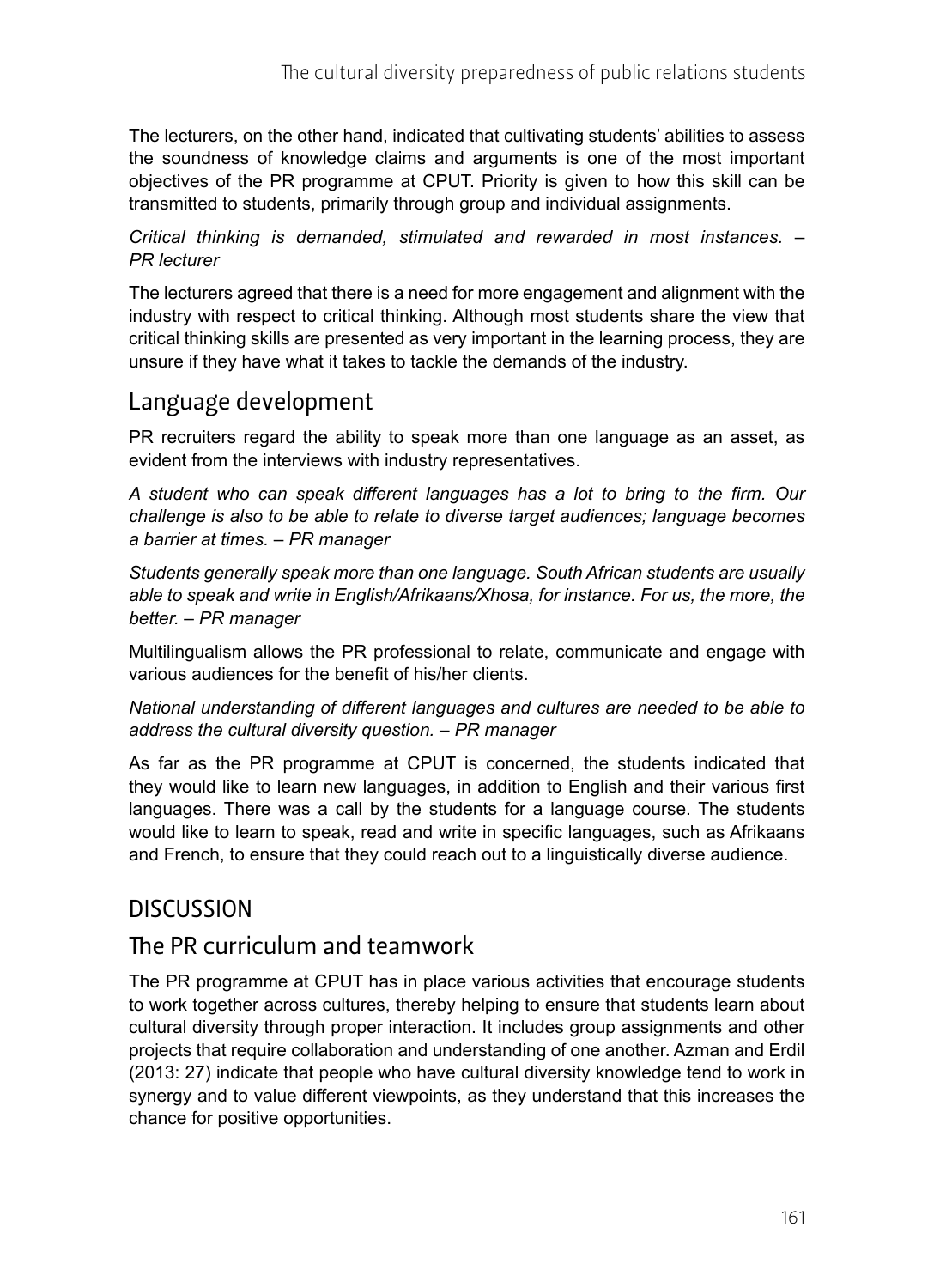The lecturers, on the other hand, indicated that cultivating students' abilities to assess the soundness of knowledge claims and arguments is one of the most important objectives of the PR programme at CPUT. Priority is given to how this skill can be transmitted to students, primarily through group and individual assignments.

*Critical thinking is demanded, stimulated and rewarded in most instances. – PR lecturer*

The lecturers agreed that there is a need for more engagement and alignment with the industry with respect to critical thinking. Although most students share the view that critical thinking skills are presented as very important in the learning process, they are unsure if they have what it takes to tackle the demands of the industry.

## Language development

PR recruiters regard the ability to speak more than one language as an asset, as evident from the interviews with industry representatives.

*A student who can speak different languages has a lot to bring to the firm. Our challenge is also to be able to relate to diverse target audiences; language becomes a barrier at times. – PR manager*

*Students generally speak more than one language. South African students are usually able to speak and write in English/Afrikaans/Xhosa, for instance. For us, the more, the better. – PR manager*

Multilingualism allows the PR professional to relate, communicate and engage with various audiences for the benefit of his/her clients.

*National understanding of different languages and cultures are needed to be able to address the cultural diversity question. – PR manager*

As far as the PR programme at CPUT is concerned, the students indicated that they would like to learn new languages, in addition to English and their various first languages. There was a call by the students for a language course. The students would like to learn to speak, read and write in specific languages, such as Afrikaans and French, to ensure that they could reach out to a linguistically diverse audience.

# DISCUSSION

## The PR curriculum and teamwork

The PR programme at CPUT has in place various activities that encourage students to work together across cultures, thereby helping to ensure that students learn about cultural diversity through proper interaction. It includes group assignments and other projects that require collaboration and understanding of one another. Azman and Erdil (2013: 27) indicate that people who have cultural diversity knowledge tend to work in synergy and to value different viewpoints, as they understand that this increases the chance for positive opportunities.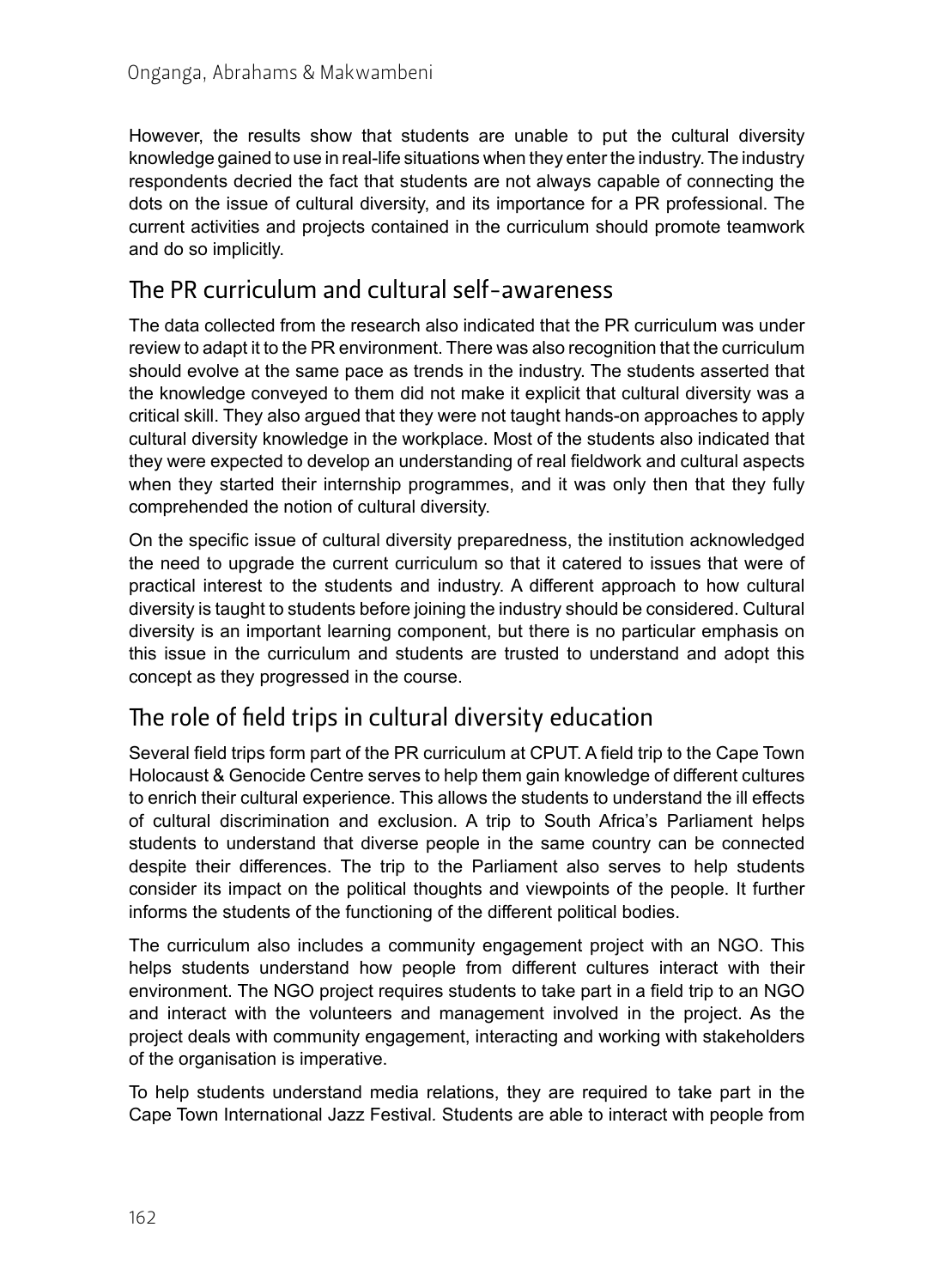However, the results show that students are unable to put the cultural diversity knowledge gained to use in real-life situations when they enter the industry. The industry respondents decried the fact that students are not always capable of connecting the dots on the issue of cultural diversity, and its importance for a PR professional. The current activities and projects contained in the curriculum should promote teamwork and do so implicitly.

## The PR curriculum and cultural self-awareness

The data collected from the research also indicated that the PR curriculum was under review to adapt it to the PR environment. There was also recognition that the curriculum should evolve at the same pace as trends in the industry. The students asserted that the knowledge conveyed to them did not make it explicit that cultural diversity was a critical skill. They also argued that they were not taught hands-on approaches to apply cultural diversity knowledge in the workplace. Most of the students also indicated that they were expected to develop an understanding of real fieldwork and cultural aspects when they started their internship programmes, and it was only then that they fully comprehended the notion of cultural diversity.

On the specific issue of cultural diversity preparedness, the institution acknowledged the need to upgrade the current curriculum so that it catered to issues that were of practical interest to the students and industry. A different approach to how cultural diversity is taught to students before joining the industry should be considered. Cultural diversity is an important learning component, but there is no particular emphasis on this issue in the curriculum and students are trusted to understand and adopt this concept as they progressed in the course.

## The role of field trips in cultural diversity education

Several field trips form part of the PR curriculum at CPUT. A field trip to the Cape Town Holocaust & Genocide Centre serves to help them gain knowledge of different cultures to enrich their cultural experience. This allows the students to understand the ill effects of cultural discrimination and exclusion. A trip to South Africa's Parliament helps students to understand that diverse people in the same country can be connected despite their differences. The trip to the Parliament also serves to help students consider its impact on the political thoughts and viewpoints of the people. It further informs the students of the functioning of the different political bodies.

The curriculum also includes a community engagement project with an NGO. This helps students understand how people from different cultures interact with their environment. The NGO project requires students to take part in a field trip to an NGO and interact with the volunteers and management involved in the project. As the project deals with community engagement, interacting and working with stakeholders of the organisation is imperative.

To help students understand media relations, they are required to take part in the Cape Town International Jazz Festival. Students are able to interact with people from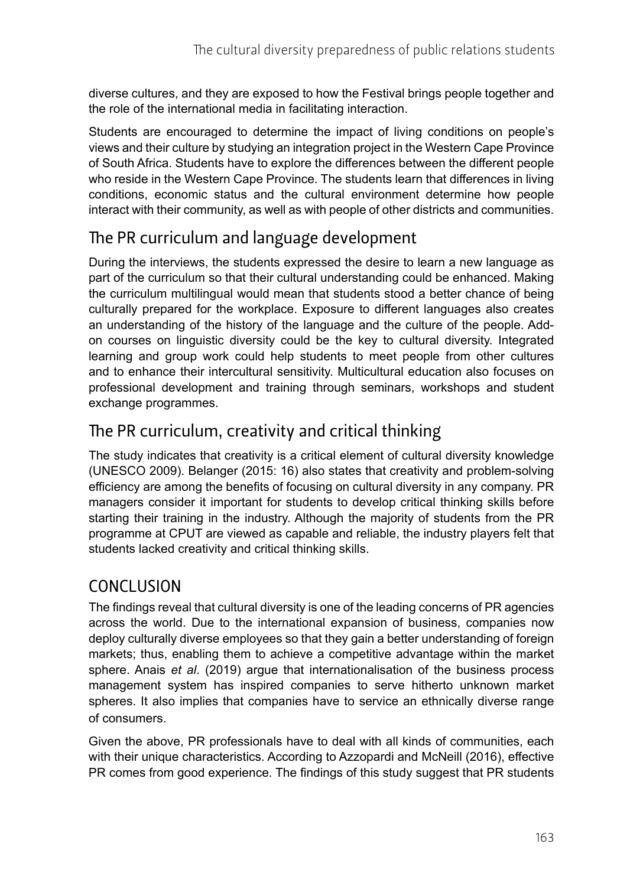diverse cultures, and they are exposed to how the Festival brings people together and the role of the international media in facilitating interaction.

Students are encouraged to determine the impact of living conditions on people's views and their culture by studying an integration project in the Western Cape Province of South Africa. Students have to explore the differences between the different people who reside in the Western Cape Province. The students learn that differences in living conditions, economic status and the cultural environment determine how people interact with their community, as well as with people of other districts and communities.

## The PR curriculum and language development

During the interviews, the students expressed the desire to learn a new language as part of the curriculum so that their cultural understanding could be enhanced. Making the curriculum multilingual would mean that students stood a better chance of being culturally prepared for the workplace. Exposure to different languages also creates an understanding of the history of the language and the culture of the people. Add-on courses on linguistic diversity could be the key to cultural diversity. Integrated learning and group work could help students to meet people from other cultures and to enhance their intercultural sensitivity. Multicultural education also focuses on professional development and training through seminars, workshops and student exchange programmes.

## The PR curriculum, creativity and critical thinking

The study indicates that creativity is a critical element of cultural diversity knowledge (UNESCO 2009). Belanger (2015: 16) also states that creativity and problem-solving efficiency are among the benefits of focusing on cultural diversity in any company. PR managers consider it important for students to develop critical thinking skills before starting their training in the industry. Although the majority of students from the PR programme at CPUT are viewed as capable and reliable, the industry players felt that students lacked creativity and critical thinking skills.

# CONCLUSION

The findings reveal that cultural diversity is one of the leading concerns of PR agencies across the world. Due to the international expansion of business, companies now deploy culturally diverse employees so that they gain a better understanding of foreign markets; thus, enabling them to achieve a competitive advantage within the market sphere. Anais *et al*. (2019) argue that internationalisation of the business process management system has inspired companies to serve hitherto unknown market spheres. It also implies that companies have to service an ethnically diverse range of consumers.

Given the above, PR professionals have to deal with all kinds of communities, each with their unique characteristics. According to Azzopardi and McNeill (2016), effective PR comes from good experience. The findings of this study suggest that PR students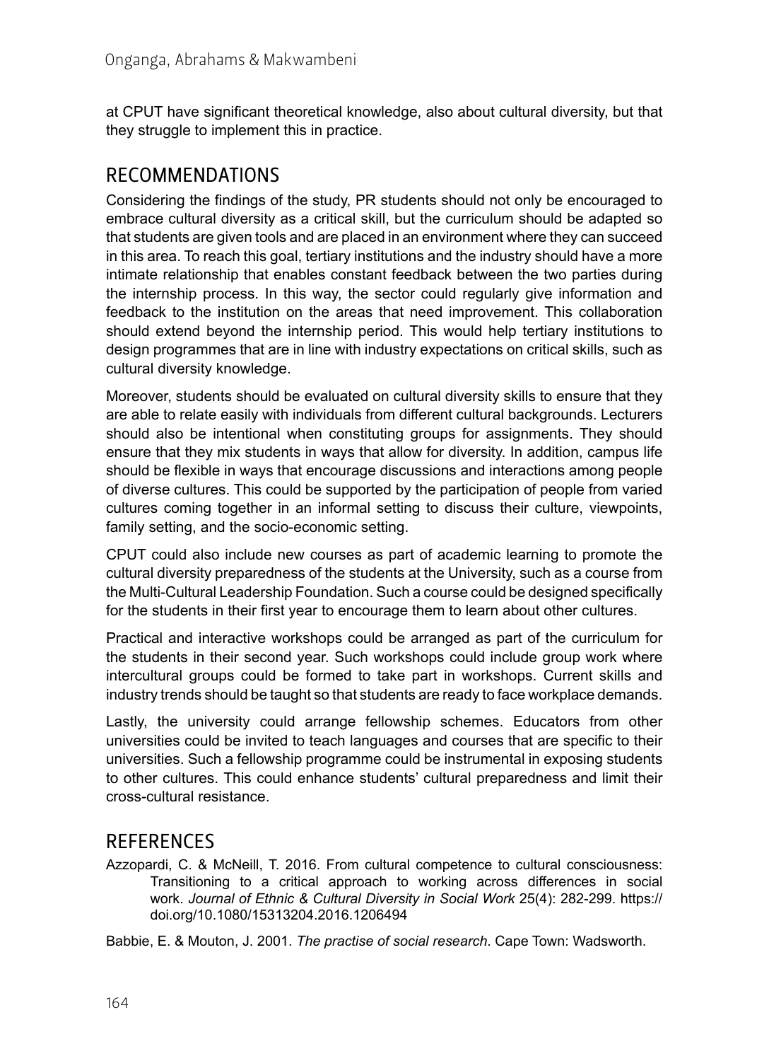at CPUT have significant theoretical knowledge, also about cultural diversity, but that they struggle to implement this in practice.

## RECOMMENDATIONS

Considering the findings of the study, PR students should not only be encouraged to embrace cultural diversity as a critical skill, but the curriculum should be adapted so that students are given tools and are placed in an environment where they can succeed in this area. To reach this goal, tertiary institutions and the industry should have a more intimate relationship that enables constant feedback between the two parties during the internship process. In this way, the sector could regularly give information and feedback to the institution on the areas that need improvement. This collaboration should extend beyond the internship period. This would help tertiary institutions to design programmes that are in line with industry expectations on critical skills, such as cultural diversity knowledge.

Moreover, students should be evaluated on cultural diversity skills to ensure that they are able to relate easily with individuals from different cultural backgrounds. Lecturers should also be intentional when constituting groups for assignments. They should ensure that they mix students in ways that allow for diversity. In addition, campus life should be flexible in ways that encourage discussions and interactions among people of diverse cultures. This could be supported by the participation of people from varied cultures coming together in an informal setting to discuss their culture, viewpoints, family setting, and the socio-economic setting.

CPUT could also include new courses as part of academic learning to promote the cultural diversity preparedness of the students at the University, such as a course from the Multi-Cultural Leadership Foundation. Such a course could be designed specifically for the students in their first year to encourage them to learn about other cultures.

Practical and interactive workshops could be arranged as part of the curriculum for the students in their second year. Such workshops could include group work where intercultural groups could be formed to take part in workshops. Current skills and industry trends should be taught so that students are ready to face workplace demands.

Lastly, the university could arrange fellowship schemes. Educators from other universities could be invited to teach languages and courses that are specific to their universities. Such a fellowship programme could be instrumental in exposing students to other cultures. This could enhance students' cultural preparedness and limit their cross-cultural resistance.

## REFERENCES

Azzopardi, C. & McNeill, T. 2016. From cultural competence to cultural consciousness: Transitioning to a critical approach to working across differences in social work. *Journal of Ethnic & Cultural Diversity in Social Work* 25(4): 282-299. https://doi.org/10.1080/15313204.2016.1206494

Babbie, E. & Mouton, J. 2001. *The practise of social research*. Cape Town: Wadsworth.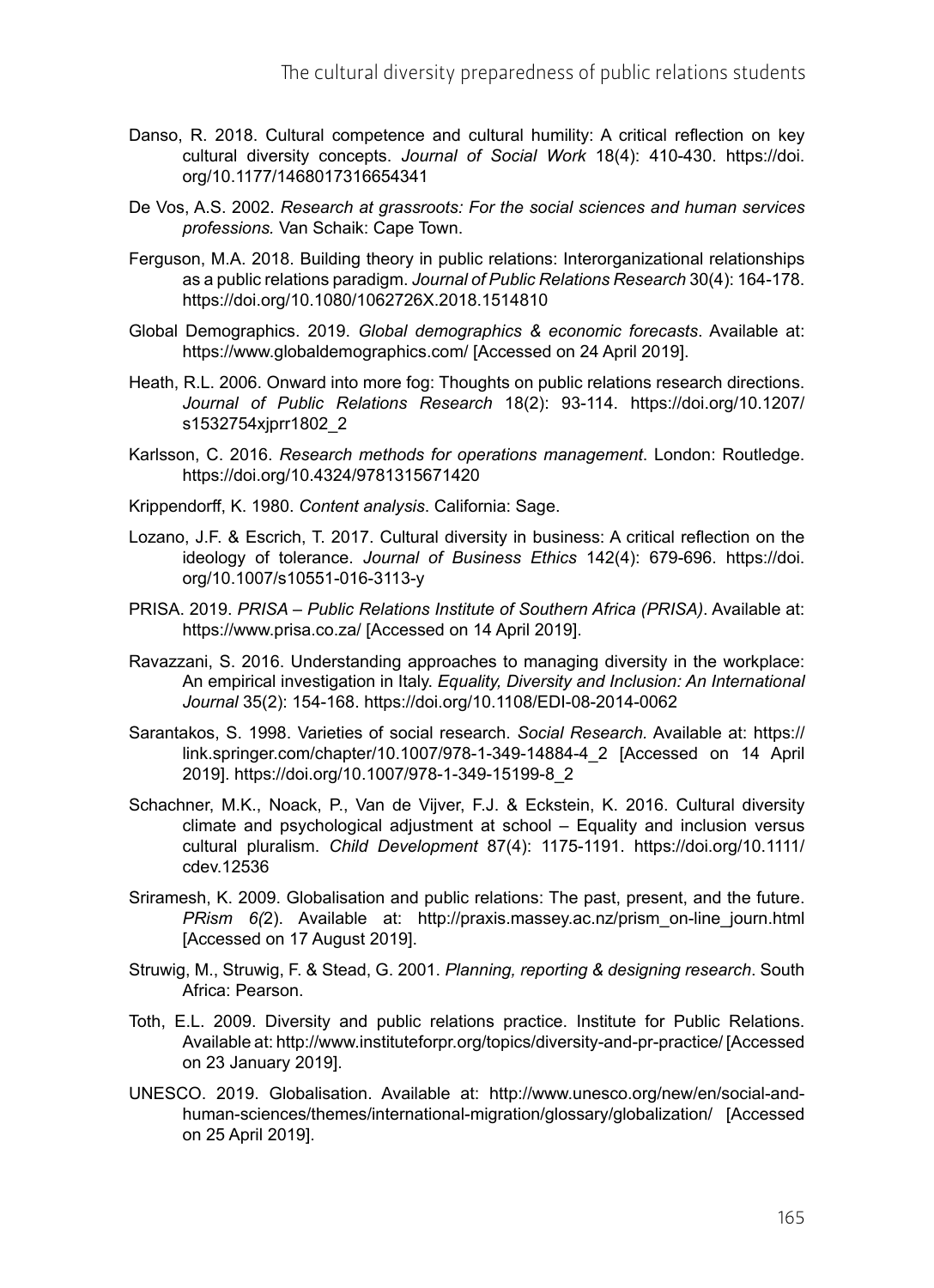Danso, R. 2018. Cultural competence and cultural humility: A critical reflection on key cultural diversity concepts. *Journal of Social Work* 18(4): 410-430. https://doi.org/10.1177/1468017316654341

De Vos, A.S. 2002. *Research at grassroots: For the social sciences and human services professions.* Van Schaik: Cape Town.

Ferguson, M.A. 2018. Building theory in public relations: Interorganizational relationships as a public relations paradigm. *Journal of Public Relations Research* 30(4): 164-178. https://doi.org/10.1080/1062726X.2018.1514810

Global Demographics. 2019. *Global demographics & economic forecasts*. Available at: https://www.globaldemographics.com/ [Accessed on 24 April 2019].

Heath, R.L. 2006. Onward into more fog: Thoughts on public relations research directions. *Journal of Public Relations Research* 18(2): 93-114. https://doi.org/10.1207/s1532754xjprr1802_2

Karlsson, C. 2016. *Research methods for operations management*. London: Routledge. https://doi.org/10.4324/9781315671420

Krippendorff, K. 1980. *Content analysis*. California: Sage.

Lozano, J.F. & Escrich, T. 2017. Cultural diversity in business: A critical reflection on the ideology of tolerance. *Journal of Business Ethics* 142(4): 679-696. https://doi.org/10.1007/s10551-016-3113-y

PRISA. 2019. *PRISA – Public Relations Institute of Southern Africa (PRISA)*. Available at: https://www.prisa.co.za/ [Accessed on 14 April 2019].

Ravazzani, S. 2016. Understanding approaches to managing diversity in the workplace: An empirical investigation in Italy. *Equality, Diversity and Inclusion: An International Journal* 35(2): 154-168. https://doi.org/10.1108/EDI-08-2014-0062

Sarantakos, S. 1998. Varieties of social research. *Social Research.* Available at: https://link.springer.com/chapter/10.1007/978-1-349-14884-4_2 [Accessed on 14 April 2019]. https://doi.org/10.1007/978-1-349-15199-8_2

Schachner, M.K., Noack, P., Van de Vijver, F.J. & Eckstein, K. 2016. Cultural diversity climate and psychological adjustment at school – Equality and inclusion versus cultural pluralism. *Child Development* 87(4): 1175-1191. https://doi.org/10.1111/cdev.12536

Sriramesh, K. 2009. Globalisation and public relations: The past, present, and the future. *PRism 6(*2). Available at: http://praxis.massey.ac.nz/prism_on-line_journ.html [Accessed on 17 August 2019].

Struwig, M., Struwig, F. & Stead, G. 2001. *Planning, reporting & designing research*. South Africa: Pearson.

Toth, E.L. 2009. Diversity and public relations practice. Institute for Public Relations. Available at: http://www.instituteforpr.org/topics/diversity-and-pr-practice/ [Accessed on 23 January 2019].

UNESCO. 2019. Globalisation. Available at: http://www.unesco.org/new/en/social-and-human-sciences/themes/international-migration/glossary/globalization/ [Accessed on 25 April 2019].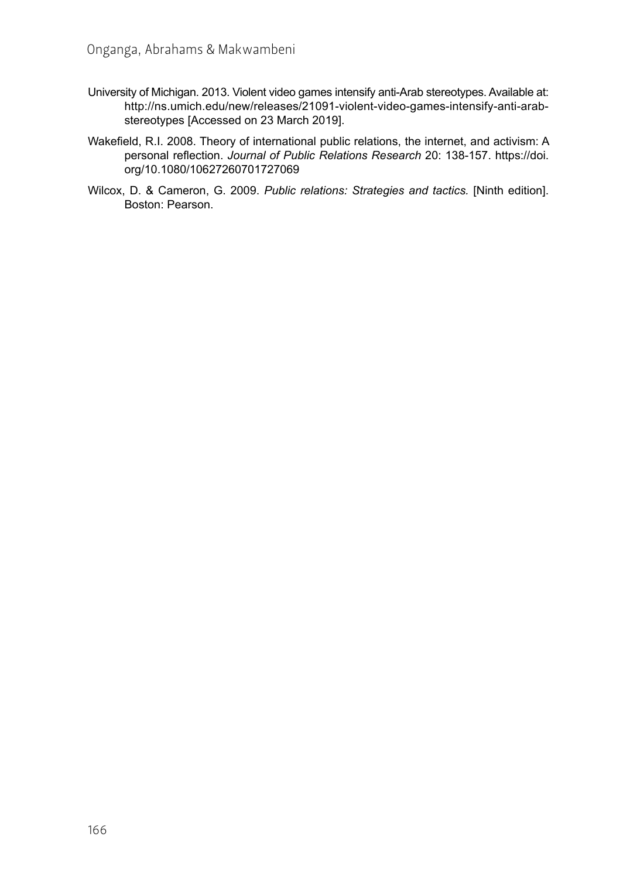University of Michigan. 2013. Violent video games intensify anti-Arab stereotypes. Available at: http://ns.umich.edu/new/releases/21091-violent-video-games-intensify-anti-arab-stereotypes [Accessed on 23 March 2019].

Wakefield, R.I. 2008. Theory of international public relations, the internet, and activism: A personal reflection. *Journal of Public Relations Research* 20: 138-157. https://doi.org/10.1080/10627260701727069

Wilcox, D. & Cameron, G. 2009. *Public relations: Strategies and tactics.* [Ninth edition]. Boston: Pearson.